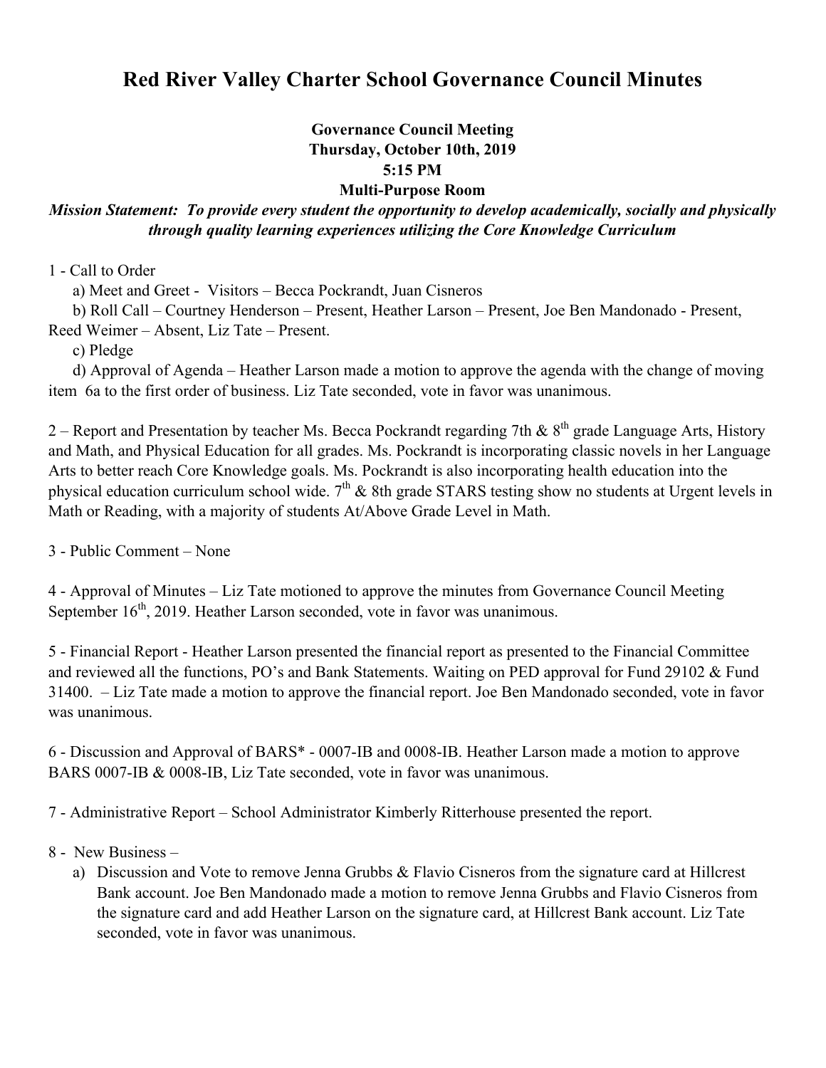# Red River Valley Charter School Governance Council Minutes

**Governance Council Meeting**
**Thursday, October 10th, 2019**
**5:15 PM**
**Multi-Purpose Room**

***Mission Statement: To provide every student the opportunity to develop academically, socially and physically through quality learning experiences utilizing the Core Knowledge Curriculum***

1 - Call to Order

a) Meet and Greet - Visitors – Becca Pockrandt, Juan Cisneros

b) Roll Call – Courtney Henderson – Present, Heather Larson – Present, Joe Ben Mandonado - Present, Reed Weimer – Absent, Liz Tate – Present.

c) Pledge

d) Approval of Agenda – Heather Larson made a motion to approve the agenda with the change of moving item 6a to the first order of business. Liz Tate seconded, vote in favor was unanimous.

2 – Report and Presentation by teacher Ms. Becca Pockrandt regarding 7th & 8th grade Language Arts, History and Math, and Physical Education for all grades. Ms. Pockrandt is incorporating classic novels in her Language Arts to better reach Core Knowledge goals. Ms. Pockrandt is also incorporating health education into the physical education curriculum school wide. 7th & 8th grade STARS testing show no students at Urgent levels in Math or Reading, with a majority of students At/Above Grade Level in Math.

3 - Public Comment – None

4 - Approval of Minutes – Liz Tate motioned to approve the minutes from Governance Council Meeting September 16th, 2019. Heather Larson seconded, vote in favor was unanimous.

5 - Financial Report - Heather Larson presented the financial report as presented to the Financial Committee and reviewed all the functions, PO's and Bank Statements. Waiting on PED approval for Fund 29102 & Fund 31400. – Liz Tate made a motion to approve the financial report. Joe Ben Mandonado seconded, vote in favor was unanimous.

6 - Discussion and Approval of BARS* - 0007-IB and 0008-IB. Heather Larson made a motion to approve BARS 0007-IB & 0008-IB, Liz Tate seconded, vote in favor was unanimous.

7 - Administrative Report – School Administrator Kimberly Ritterhouse presented the report.

8 - New Business –

a) Discussion and Vote to remove Jenna Grubbs & Flavio Cisneros from the signature card at Hillcrest Bank account. Joe Ben Mandonado made a motion to remove Jenna Grubbs and Flavio Cisneros from the signature card and add Heather Larson on the signature card, at Hillcrest Bank account. Liz Tate seconded, vote in favor was unanimous.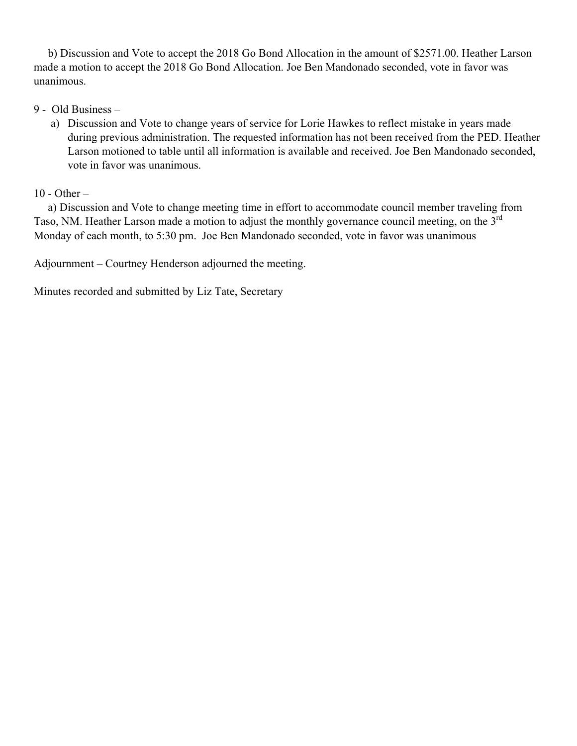b) Discussion and Vote to accept the 2018 Go Bond Allocation in the amount of $2571.00. Heather Larson made a motion to accept the 2018 Go Bond Allocation. Joe Ben Mandonado seconded, vote in favor was unanimous.

9 - Old Business –

a) Discussion and Vote to change years of service for Lorie Hawkes to reflect mistake in years made during previous administration. The requested information has not been received from the PED. Heather Larson motioned to table until all information is available and received. Joe Ben Mandonado seconded, vote in favor was unanimous.

10 - Other –

a) Discussion and Vote to change meeting time in effort to accommodate council member traveling from Taso, NM. Heather Larson made a motion to adjust the monthly governance council meeting, on the 3rd Monday of each month, to 5:30 pm. Joe Ben Mandonado seconded, vote in favor was unanimous

Adjournment – Courtney Henderson adjourned the meeting.

Minutes recorded and submitted by Liz Tate, Secretary